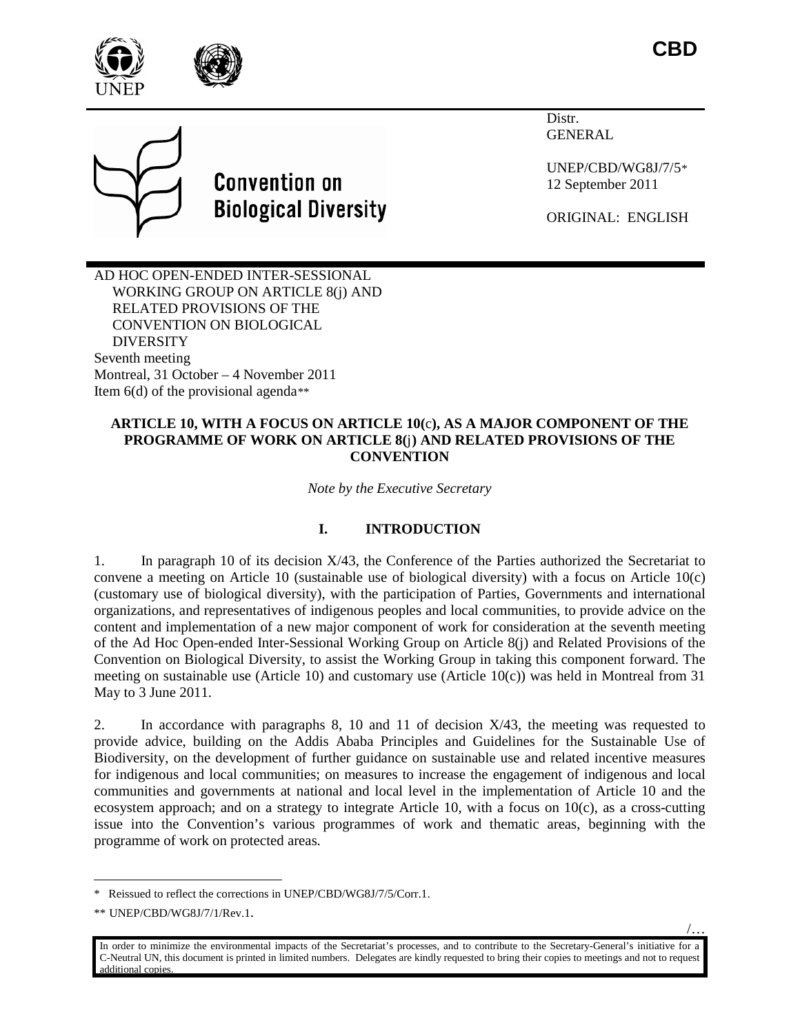CBD

UNEP

Convention on Biological Diversity

Distr.
GENERAL

UNEP/CBD/WG8J/7/5*
12 September 2011

ORIGINAL: ENGLISH

AD HOC OPEN-ENDED INTER-SESSIONAL WORKING GROUP ON ARTICLE 8(j) AND RELATED PROVISIONS OF THE CONVENTION ON BIOLOGICAL DIVERSITY
Seventh meeting
Montreal, 31 October – 4 November 2011
Item 6(d) of the provisional agenda**

**ARTICLE 10, WITH A FOCUS ON ARTICLE 10(c), AS A MAJOR COMPONENT OF THE PROGRAMME OF WORK ON ARTICLE 8(j) AND RELATED PROVISIONS OF THE CONVENTION**

*Note by the Executive Secretary*

## I. INTRODUCTION

1. In paragraph 10 of its decision X/43, the Conference of the Parties authorized the Secretariat to convene a meeting on Article 10 (sustainable use of biological diversity) with a focus on Article 10(c) (customary use of biological diversity), with the participation of Parties, Governments and international organizations, and representatives of indigenous peoples and local communities, to provide advice on the content and implementation of a new major component of work for consideration at the seventh meeting of the Ad Hoc Open-ended Inter-Sessional Working Group on Article 8(j) and Related Provisions of the Convention on Biological Diversity, to assist the Working Group in taking this component forward. The meeting on sustainable use (Article 10) and customary use (Article 10(c)) was held in Montreal from 31 May to 3 June 2011.

2. In accordance with paragraphs 8, 10 and 11 of decision X/43, the meeting was requested to provide advice, building on the Addis Ababa Principles and Guidelines for the Sustainable Use of Biodiversity, on the development of further guidance on sustainable use and related incentive measures for indigenous and local communities; on measures to increase the engagement of indigenous and local communities and governments at national and local level in the implementation of Article 10 and the ecosystem approach; and on a strategy to integrate Article 10, with a focus on 10(c), as a cross-cutting issue into the Convention's various programmes of work and thematic areas, beginning with the programme of work on protected areas.

---

\* Reissued to reflect the corrections in UNEP/CBD/WG8J/7/5/Corr.1.

\*\* UNEP/CBD/WG8J/7/1/Rev.1.

In order to minimize the environmental impacts of the Secretariat's processes, and to contribute to the Secretary-General's initiative for a C-Neutral UN, this document is printed in limited numbers. Delegates are kindly requested to bring their copies to meetings and not to request additional copies.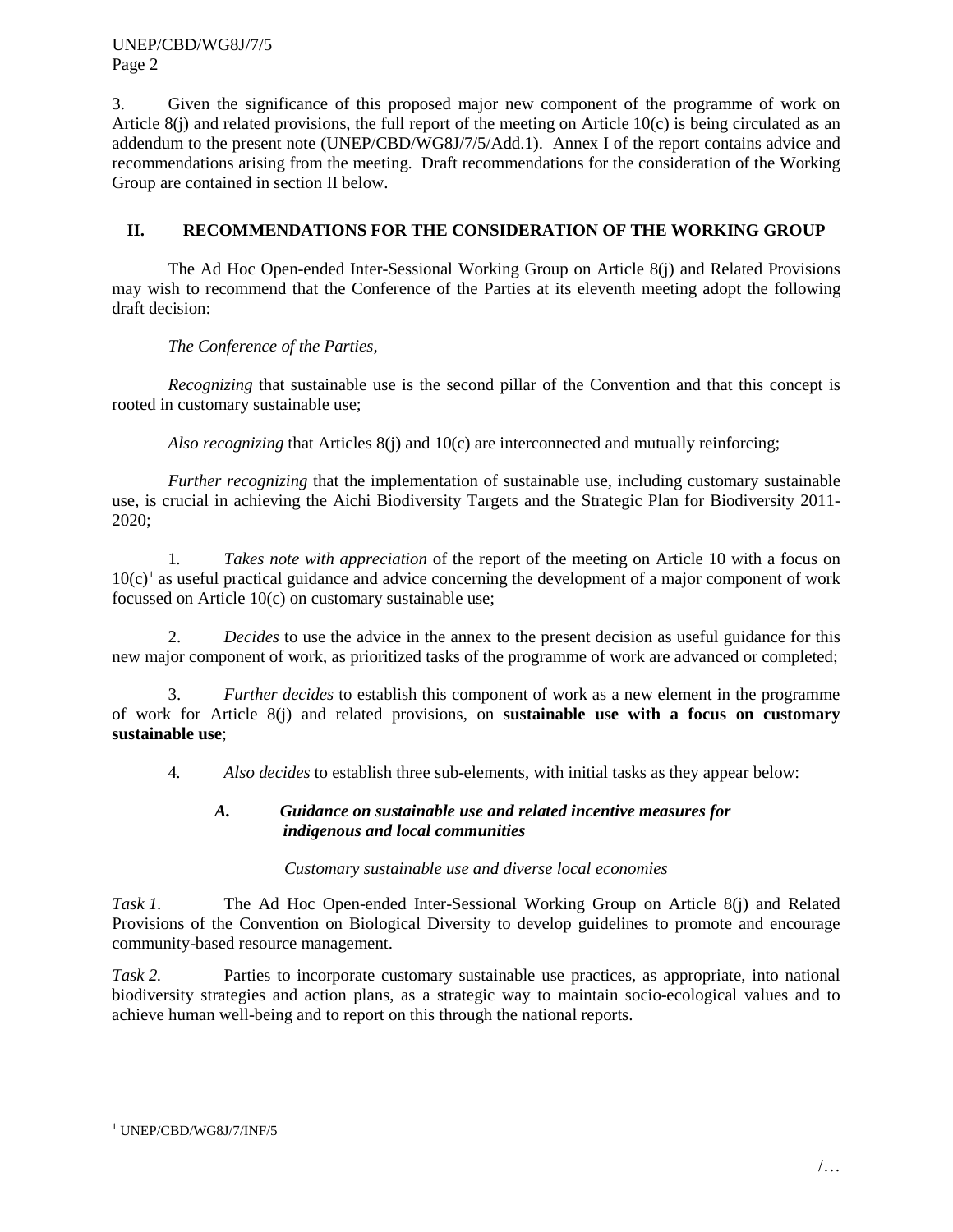3. Given the significance of this proposed major new component of the programme of work on Article 8(j) and related provisions, the full report of the meeting on Article 10(c) is being circulated as an addendum to the present note (UNEP/CBD/WG8J/7/5/Add.1). Annex I of the report contains advice and recommendations arising from the meeting. Draft recommendations for the consideration of the Working Group are contained in section II below.

## II. RECOMMENDATIONS FOR THE CONSIDERATION OF THE WORKING GROUP

The Ad Hoc Open-ended Inter-Sessional Working Group on Article 8(j) and Related Provisions may wish to recommend that the Conference of the Parties at its eleventh meeting adopt the following draft decision:

*The Conference of the Parties,*

*Recognizing* that sustainable use is the second pillar of the Convention and that this concept is rooted in customary sustainable use;

*Also recognizing* that Articles 8(j) and 10(c) are interconnected and mutually reinforcing;

*Further recognizing* that the implementation of sustainable use, including customary sustainable use, is crucial in achieving the Aichi Biodiversity Targets and the Strategic Plan for Biodiversity 2011-2020;

1. *Takes note with appreciation* of the report of the meeting on Article 10 with a focus on 10(c)[1] as useful practical guidance and advice concerning the development of a major component of work focussed on Article 10(c) on customary sustainable use;

2. *Decides* to use the advice in the annex to the present decision as useful guidance for this new major component of work, as prioritized tasks of the programme of work are advanced or completed;

3. *Further decides* to establish this component of work as a new element in the programme of work for Article 8(j) and related provisions, on **sustainable use with a focus on customary sustainable use**;

4. *Also decides* to establish three sub-elements, with initial tasks as they appear below:

### *A. Guidance on sustainable use and related incentive measures for indigenous and local communities*

*Customary sustainable use and diverse local economies*

*Task 1.* The Ad Hoc Open-ended Inter-Sessional Working Group on Article 8(j) and Related Provisions of the Convention on Biological Diversity to develop guidelines to promote and encourage community-based resource management.

*Task 2.* Parties to incorporate customary sustainable use practices, as appropriate, into national biodiversity strategies and action plans, as a strategic way to maintain socio-ecological values and to achieve human well-being and to report on this through the national reports.

---

[1] UNEP/CBD/WG8J/7/INF/5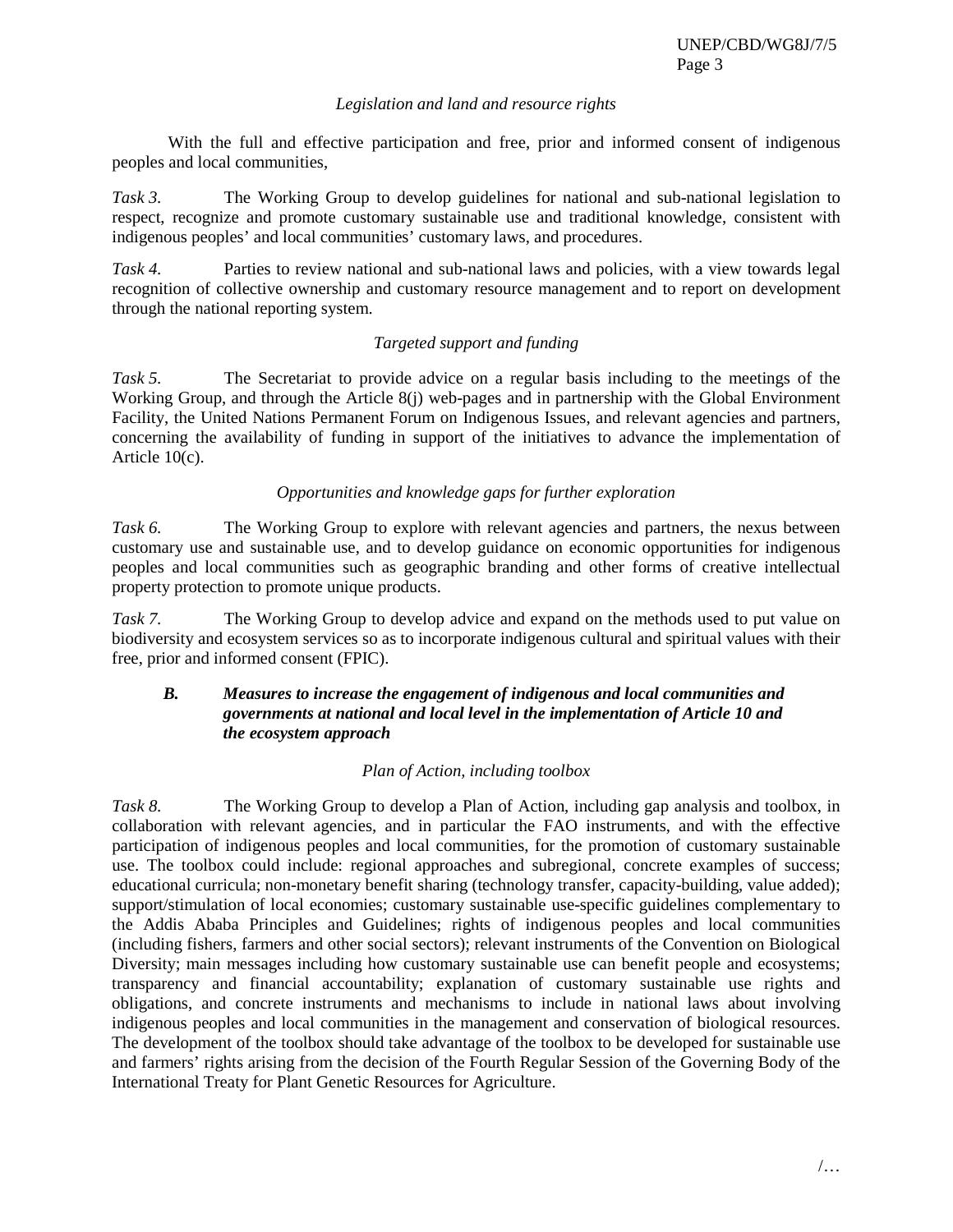*Legislation and land and resource rights*

With the full and effective participation and free, prior and informed consent of indigenous peoples and local communities,

*Task 3.* The Working Group to develop guidelines for national and sub-national legislation to respect, recognize and promote customary sustainable use and traditional knowledge, consistent with indigenous peoples' and local communities' customary laws, and procedures.

*Task 4.* Parties to review national and sub-national laws and policies, with a view towards legal recognition of collective ownership and customary resource management and to report on development through the national reporting system.

*Targeted support and funding*

*Task 5.* The Secretariat to provide advice on a regular basis including to the meetings of the Working Group, and through the Article 8(j) web-pages and in partnership with the Global Environment Facility, the United Nations Permanent Forum on Indigenous Issues, and relevant agencies and partners, concerning the availability of funding in support of the initiatives to advance the implementation of Article 10(c).

*Opportunities and knowledge gaps for further exploration*

*Task 6.* The Working Group to explore with relevant agencies and partners, the nexus between customary use and sustainable use, and to develop guidance on economic opportunities for indigenous peoples and local communities such as geographic branding and other forms of creative intellectual property protection to promote unique products.

*Task 7.* The Working Group to develop advice and expand on the methods used to put value on biodiversity and ecosystem services so as to incorporate indigenous cultural and spiritual values with their free, prior and informed consent (FPIC).

### ***B. Measures to increase the engagement of indigenous and local communities and governments at national and local level in the implementation of Article 10 and the ecosystem approach***

*Plan of Action, including toolbox*

*Task 8.* The Working Group to develop a Plan of Action, including gap analysis and toolbox, in collaboration with relevant agencies, and in particular the FAO instruments, and with the effective participation of indigenous peoples and local communities, for the promotion of customary sustainable use. The toolbox could include: regional approaches and subregional, concrete examples of success; educational curricula; non-monetary benefit sharing (technology transfer, capacity-building, value added); support/stimulation of local economies; customary sustainable use-specific guidelines complementary to the Addis Ababa Principles and Guidelines; rights of indigenous peoples and local communities (including fishers, farmers and other social sectors); relevant instruments of the Convention on Biological Diversity; main messages including how customary sustainable use can benefit people and ecosystems; transparency and financial accountability; explanation of customary sustainable use rights and obligations, and concrete instruments and mechanisms to include in national laws about involving indigenous peoples and local communities in the management and conservation of biological resources. The development of the toolbox should take advantage of the toolbox to be developed for sustainable use and farmers' rights arising from the decision of the Fourth Regular Session of the Governing Body of the International Treaty for Plant Genetic Resources for Agriculture.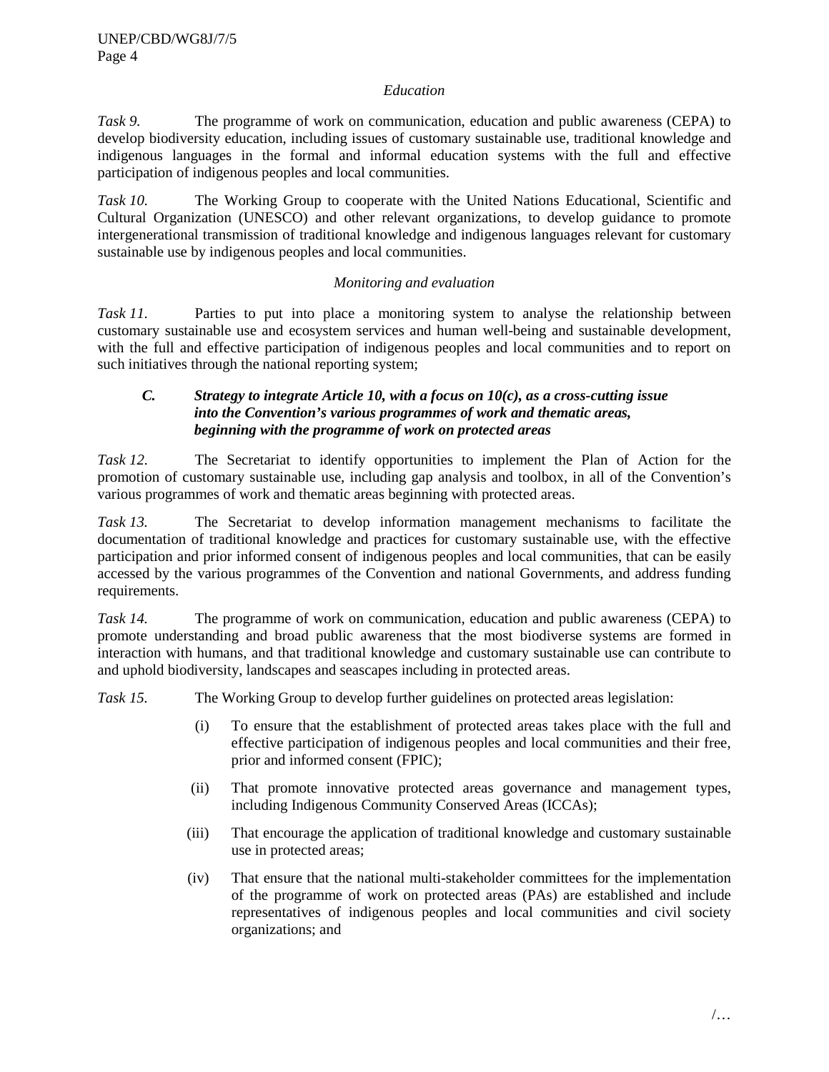*Education*

*Task 9.* The programme of work on communication, education and public awareness (CEPA) to develop biodiversity education, including issues of customary sustainable use, traditional knowledge and indigenous languages in the formal and informal education systems with the full and effective participation of indigenous peoples and local communities.

*Task 10.* The Working Group to cooperate with the United Nations Educational, Scientific and Cultural Organization (UNESCO) and other relevant organizations, to develop guidance to promote intergenerational transmission of traditional knowledge and indigenous languages relevant for customary sustainable use by indigenous peoples and local communities.

*Monitoring and evaluation*

*Task 11.* Parties to put into place a monitoring system to analyse the relationship between customary sustainable use and ecosystem services and human well-being and sustainable development, with the full and effective participation of indigenous peoples and local communities and to report on such initiatives through the national reporting system;

### *C. Strategy to integrate Article 10, with a focus on 10(c), as a cross-cutting issue into the Convention's various programmes of work and thematic areas, beginning with the programme of work on protected areas*

*Task 12.* The Secretariat to identify opportunities to implement the Plan of Action for the promotion of customary sustainable use, including gap analysis and toolbox, in all of the Convention's various programmes of work and thematic areas beginning with protected areas.

*Task 13.* The Secretariat to develop information management mechanisms to facilitate the documentation of traditional knowledge and practices for customary sustainable use, with the effective participation and prior informed consent of indigenous peoples and local communities, that can be easily accessed by the various programmes of the Convention and national Governments, and address funding requirements.

*Task 14.* The programme of work on communication, education and public awareness (CEPA) to promote understanding and broad public awareness that the most biodiverse systems are formed in interaction with humans, and that traditional knowledge and customary sustainable use can contribute to and uphold biodiversity, landscapes and seascapes including in protected areas.

*Task 15.* The Working Group to develop further guidelines on protected areas legislation:

(i) To ensure that the establishment of protected areas takes place with the full and effective participation of indigenous peoples and local communities and their free, prior and informed consent (FPIC);

(ii) That promote innovative protected areas governance and management types, including Indigenous Community Conserved Areas (ICCAs);

(iii) That encourage the application of traditional knowledge and customary sustainable use in protected areas;

(iv) That ensure that the national multi-stakeholder committees for the implementation of the programme of work on protected areas (PAs) are established and include representatives of indigenous peoples and local communities and civil society organizations; and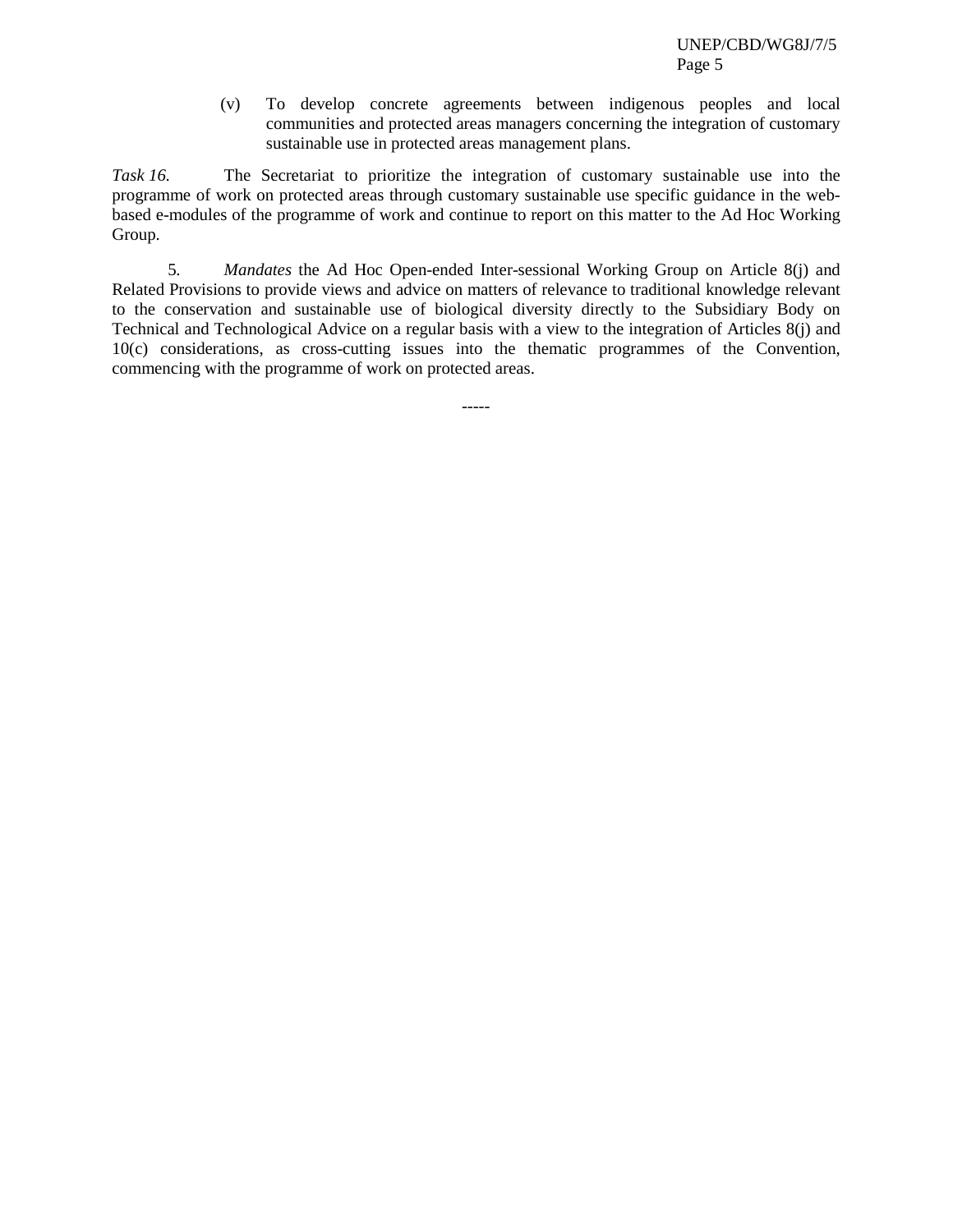(v) To develop concrete agreements between indigenous peoples and local communities and protected areas managers concerning the integration of customary sustainable use in protected areas management plans.

*Task 16.* The Secretariat to prioritize the integration of customary sustainable use into the programme of work on protected areas through customary sustainable use specific guidance in the web-based e-modules of the programme of work and continue to report on this matter to the Ad Hoc Working Group.

5. *Mandates* the Ad Hoc Open-ended Inter-sessional Working Group on Article 8(j) and Related Provisions to provide views and advice on matters of relevance to traditional knowledge relevant to the conservation and sustainable use of biological diversity directly to the Subsidiary Body on Technical and Technological Advice on a regular basis with a view to the integration of Articles 8(j) and 10(c) considerations, as cross-cutting issues into the thematic programmes of the Convention, commencing with the programme of work on protected areas.

-----